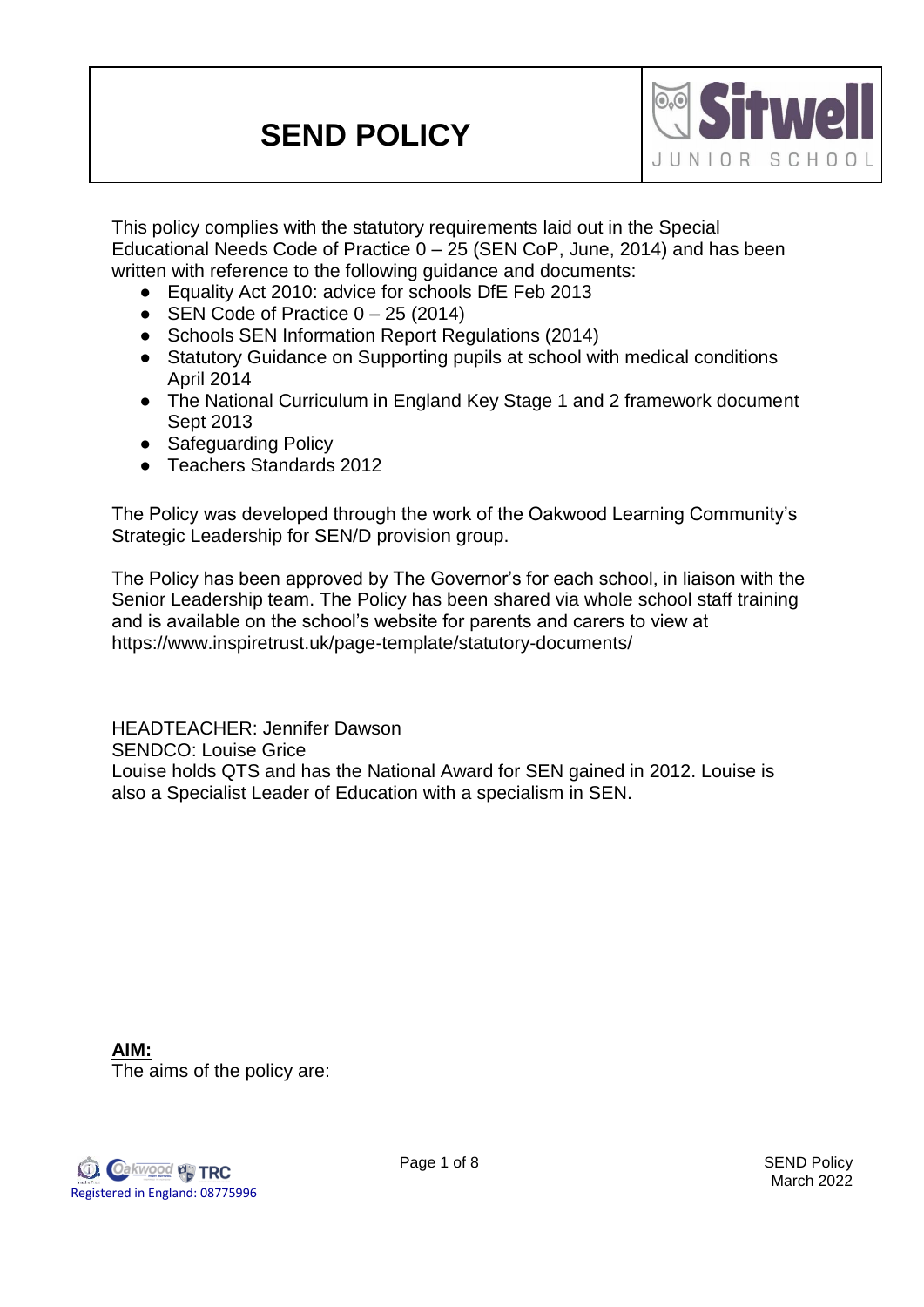# SEND POLICY

This policy complies with the statutory requirements laid out in the Special Educational Needs Code of Practice 0 – 25 (SEN CoP, June, 2014) and has been written with reference to the following guidance and documents:

- Equality Act 2010: advice for schools DfE Feb 2013
- SEN Code of Practice 0 – 25 (2014)
- Schools SEN Information Report Regulations (2014)
- Statutory Guidance on Supporting pupils at school with medical conditions April 2014
- The National Curriculum in England Key Stage 1 and 2 framework document Sept 2013
- Safeguarding Policy
- Teachers Standards 2012

The Policy was developed through the work of the Oakwood Learning Community's Strategic Leadership for SEN/D provision group.

The Policy has been approved by The Governor's for each school, in liaison with the Senior Leadership team. The Policy has been shared via whole school staff training and is available on the school's website for parents and carers to view at https://www.inspiretrust.uk/page-template/statutory-documents/

HEADTEACHER: Jennifer Dawson
SENDCO: Louise Grice
Louise holds QTS and has the National Award for SEN gained in 2012. Louise is also a Specialist Leader of Education with a specialism in SEN.

**AIM:**
The aims of the policy are: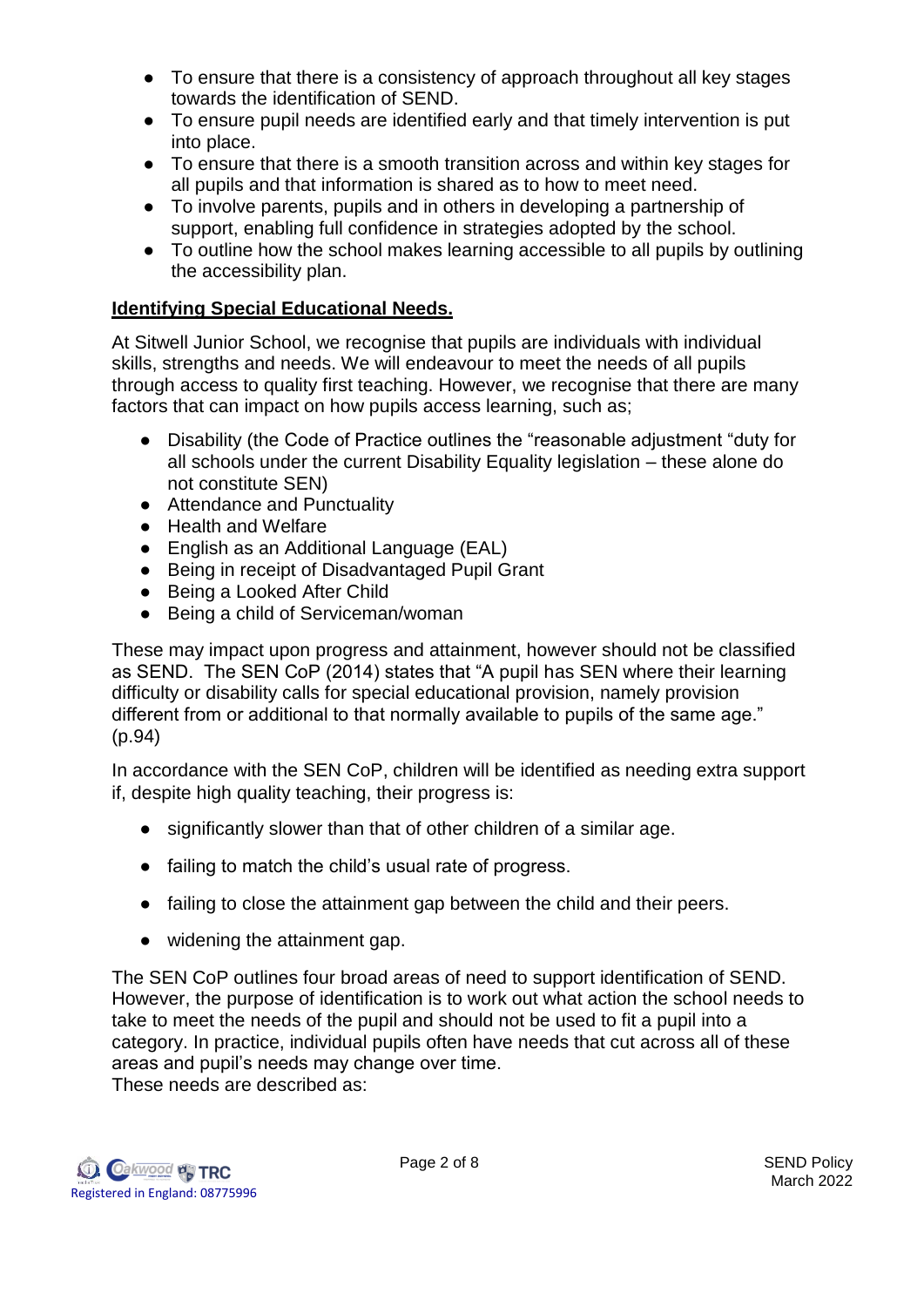- To ensure that there is a consistency of approach throughout all key stages towards the identification of SEND.
- To ensure pupil needs are identified early and that timely intervention is put into place.
- To ensure that there is a smooth transition across and within key stages for all pupils and that information is shared as to how to meet need.
- To involve parents, pupils and in others in developing a partnership of support, enabling full confidence in strategies adopted by the school.
- To outline how the school makes learning accessible to all pupils by outlining the accessibility plan.

**Identifying Special Educational Needs.**

At Sitwell Junior School, we recognise that pupils are individuals with individual skills, strengths and needs. We will endeavour to meet the needs of all pupils through access to quality first teaching. However, we recognise that there are many factors that can impact on how pupils access learning, such as;

- Disability (the Code of Practice outlines the "reasonable adjustment "duty for all schools under the current Disability Equality legislation – these alone do not constitute SEN)
- Attendance and Punctuality
- Health and Welfare
- English as an Additional Language (EAL)
- Being in receipt of Disadvantaged Pupil Grant
- Being a Looked After Child
- Being a child of Serviceman/woman

These may impact upon progress and attainment, however should not be classified as SEND. The SEN CoP (2014) states that "A pupil has SEN where their learning difficulty or disability calls for special educational provision, namely provision different from or additional to that normally available to pupils of the same age." (p.94)

In accordance with the SEN CoP, children will be identified as needing extra support if, despite high quality teaching, their progress is:

- significantly slower than that of other children of a similar age.
- failing to match the child's usual rate of progress.
- failing to close the attainment gap between the child and their peers.
- widening the attainment gap.

The SEN CoP outlines four broad areas of need to support identification of SEND. However, the purpose of identification is to work out what action the school needs to take to meet the needs of the pupil and should not be used to fit a pupil into a category. In practice, individual pupils often have needs that cut across all of these areas and pupil's needs may change over time.
These needs are described as: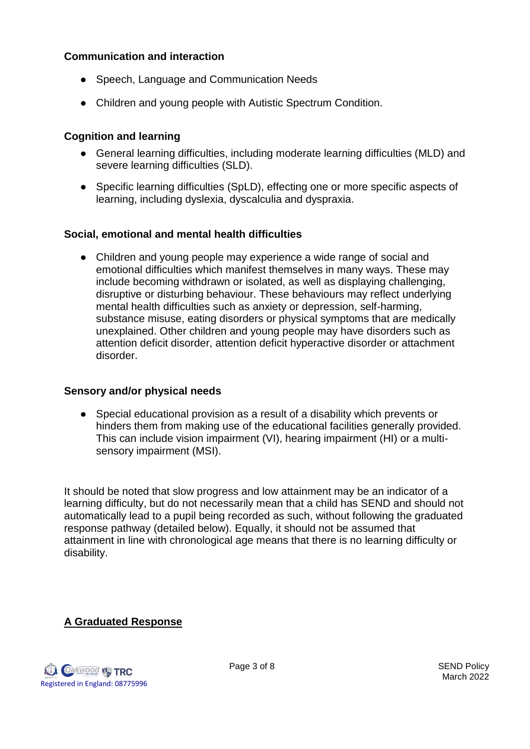**Communication and interaction**

- Speech, Language and Communication Needs
- Children and young people with Autistic Spectrum Condition.

**Cognition and learning**

- General learning difficulties, including moderate learning difficulties (MLD) and severe learning difficulties (SLD).
- Specific learning difficulties (SpLD), effecting one or more specific aspects of learning, including dyslexia, dyscalculia and dyspraxia.

**Social, emotional and mental health difficulties**

- Children and young people may experience a wide range of social and emotional difficulties which manifest themselves in many ways. These may include becoming withdrawn or isolated, as well as displaying challenging, disruptive or disturbing behaviour. These behaviours may reflect underlying mental health difficulties such as anxiety or depression, self-harming, substance misuse, eating disorders or physical symptoms that are medically unexplained. Other children and young people may have disorders such as attention deficit disorder, attention deficit hyperactive disorder or attachment disorder.

**Sensory and/or physical needs**

- Special educational provision as a result of a disability which prevents or hinders them from making use of the educational facilities generally provided. This can include vision impairment (VI), hearing impairment (HI) or a multi-sensory impairment (MSI).

It should be noted that slow progress and low attainment may be an indicator of a learning difficulty, but do not necessarily mean that a child has SEND and should not automatically lead to a pupil being recorded as such, without following the graduated response pathway (detailed below). Equally, it should not be assumed that attainment in line with chronological age means that there is no learning difficulty or disability.

## A Graduated Response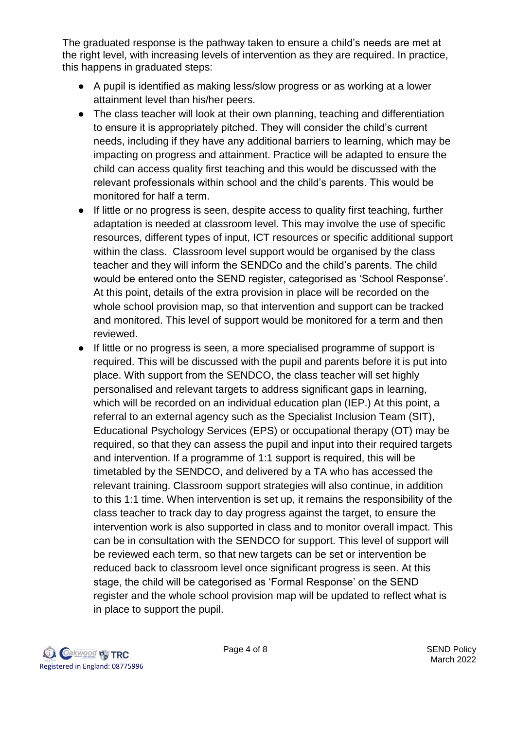The graduated response is the pathway taken to ensure a child's needs are met at the right level, with increasing levels of intervention as they are required. In practice, this happens in graduated steps:

- A pupil is identified as making less/slow progress or as working at a lower attainment level than his/her peers.
- The class teacher will look at their own planning, teaching and differentiation to ensure it is appropriately pitched. They will consider the child's current needs, including if they have any additional barriers to learning, which may be impacting on progress and attainment. Practice will be adapted to ensure the child can access quality first teaching and this would be discussed with the relevant professionals within school and the child's parents. This would be monitored for half a term.
- If little or no progress is seen, despite access to quality first teaching, further adaptation is needed at classroom level. This may involve the use of specific resources, different types of input, ICT resources or specific additional support within the class. Classroom level support would be organised by the class teacher and they will inform the SENDCo and the child's parents. The child would be entered onto the SEND register, categorised as 'School Response'. At this point, details of the extra provision in place will be recorded on the whole school provision map, so that intervention and support can be tracked and monitored. This level of support would be monitored for a term and then reviewed.
- If little or no progress is seen, a more specialised programme of support is required. This will be discussed with the pupil and parents before it is put into place. With support from the SENDCO, the class teacher will set highly personalised and relevant targets to address significant gaps in learning, which will be recorded on an individual education plan (IEP.) At this point, a referral to an external agency such as the Specialist Inclusion Team (SIT), Educational Psychology Services (EPS) or occupational therapy (OT) may be required, so that they can assess the pupil and input into their required targets and intervention. If a programme of 1:1 support is required, this will be timetabled by the SENDCO, and delivered by a TA who has accessed the relevant training. Classroom support strategies will also continue, in addition to this 1:1 time. When intervention is set up, it remains the responsibility of the class teacher to track day to day progress against the target, to ensure the intervention work is also supported in class and to monitor overall impact. This can be in consultation with the SENDCO for support. This level of support will be reviewed each term, so that new targets can be set or intervention be reduced back to classroom level once significant progress is seen. At this stage, the child will be categorised as 'Formal Response' on the SEND register and the whole school provision map will be updated to reflect what is in place to support the pupil.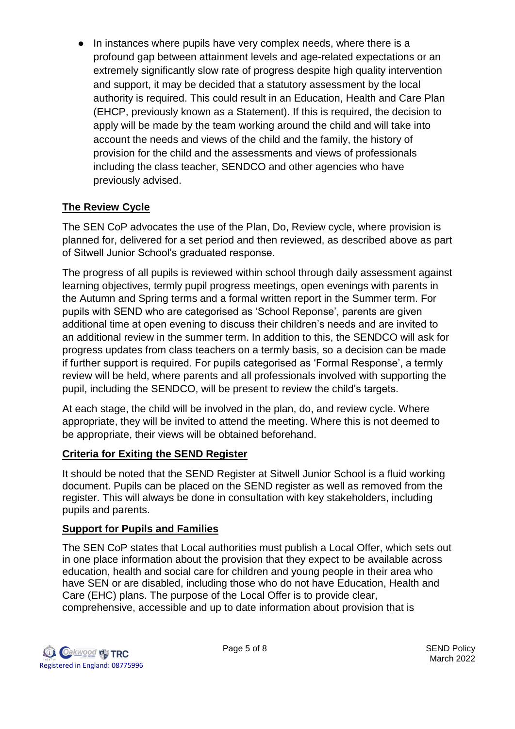- In instances where pupils have very complex needs, where there is a profound gap between attainment levels and age-related expectations or an extremely significantly slow rate of progress despite high quality intervention and support, it may be decided that a statutory assessment by the local authority is required. This could result in an Education, Health and Care Plan (EHCP, previously known as a Statement). If this is required, the decision to apply will be made by the team working around the child and will take into account the needs and views of the child and the family, the history of provision for the child and the assessments and views of professionals including the class teacher, SENDCO and other agencies who have previously advised.

## The Review Cycle

The SEN CoP advocates the use of the Plan, Do, Review cycle, where provision is planned for, delivered for a set period and then reviewed, as described above as part of Sitwell Junior School's graduated response.

The progress of all pupils is reviewed within school through daily assessment against learning objectives, termly pupil progress meetings, open evenings with parents in the Autumn and Spring terms and a formal written report in the Summer term. For pupils with SEND who are categorised as 'School Reponse', parents are given additional time at open evening to discuss their children's needs and are invited to an additional review in the summer term. In addition to this, the SENDCO will ask for progress updates from class teachers on a termly basis, so a decision can be made if further support is required. For pupils categorised as 'Formal Response', a termly review will be held, where parents and all professionals involved with supporting the pupil, including the SENDCO, will be present to review the child's targets.

At each stage, the child will be involved in the plan, do, and review cycle. Where appropriate, they will be invited to attend the meeting. Where this is not deemed to be appropriate, their views will be obtained beforehand.

## Criteria for Exiting the SEND Register

It should be noted that the SEND Register at Sitwell Junior School is a fluid working document. Pupils can be placed on the SEND register as well as removed from the register. This will always be done in consultation with key stakeholders, including pupils and parents.

## Support for Pupils and Families

The SEN CoP states that Local authorities must publish a Local Offer, which sets out in one place information about the provision that they expect to be available across education, health and social care for children and young people in their area who have SEN or are disabled, including those who do not have Education, Health and Care (EHC) plans. The purpose of the Local Offer is to provide clear, comprehensive, accessible and up to date information about provision that is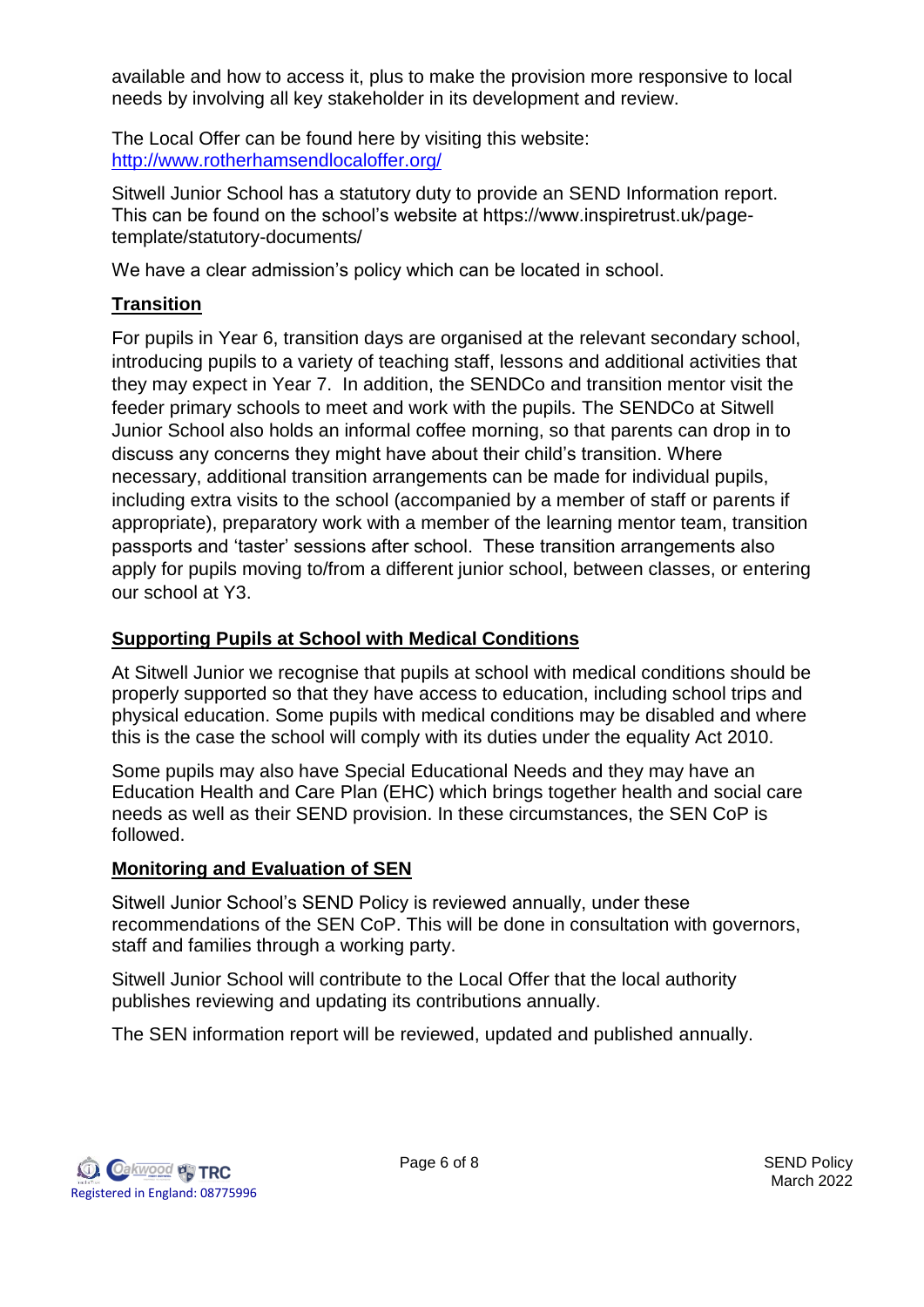available and how to access it, plus to make the provision more responsive to local needs by involving all key stakeholder in its development and review.

The Local Offer can be found here by visiting this website: [http://www.rotherhamsendlocaloffer.org/](http://www.rotherhamsendlocaloffer.org/)

Sitwell Junior School has a statutory duty to provide an SEND Information report. This can be found on the school's website at https://www.inspiretrust.uk/page-template/statutory-documents/

We have a clear admission's policy which can be located in school.

## Transition

For pupils in Year 6, transition days are organised at the relevant secondary school, introducing pupils to a variety of teaching staff, lessons and additional activities that they may expect in Year 7. In addition, the SENDCo and transition mentor visit the feeder primary schools to meet and work with the pupils. The SENDCo at Sitwell Junior School also holds an informal coffee morning, so that parents can drop in to discuss any concerns they might have about their child's transition. Where necessary, additional transition arrangements can be made for individual pupils, including extra visits to the school (accompanied by a member of staff or parents if appropriate), preparatory work with a member of the learning mentor team, transition passports and 'taster' sessions after school. These transition arrangements also apply for pupils moving to/from a different junior school, between classes, or entering our school at Y3.

## Supporting Pupils at School with Medical Conditions

At Sitwell Junior we recognise that pupils at school with medical conditions should be properly supported so that they have access to education, including school trips and physical education. Some pupils with medical conditions may be disabled and where this is the case the school will comply with its duties under the equality Act 2010.

Some pupils may also have Special Educational Needs and they may have an Education Health and Care Plan (EHC) which brings together health and social care needs as well as their SEND provision. In these circumstances, the SEN CoP is followed.

## Monitoring and Evaluation of SEN

Sitwell Junior School's SEND Policy is reviewed annually, under these recommendations of the SEN CoP. This will be done in consultation with governors, staff and families through a working party.

Sitwell Junior School will contribute to the Local Offer that the local authority publishes reviewing and updating its contributions annually.

The SEN information report will be reviewed, updated and published annually.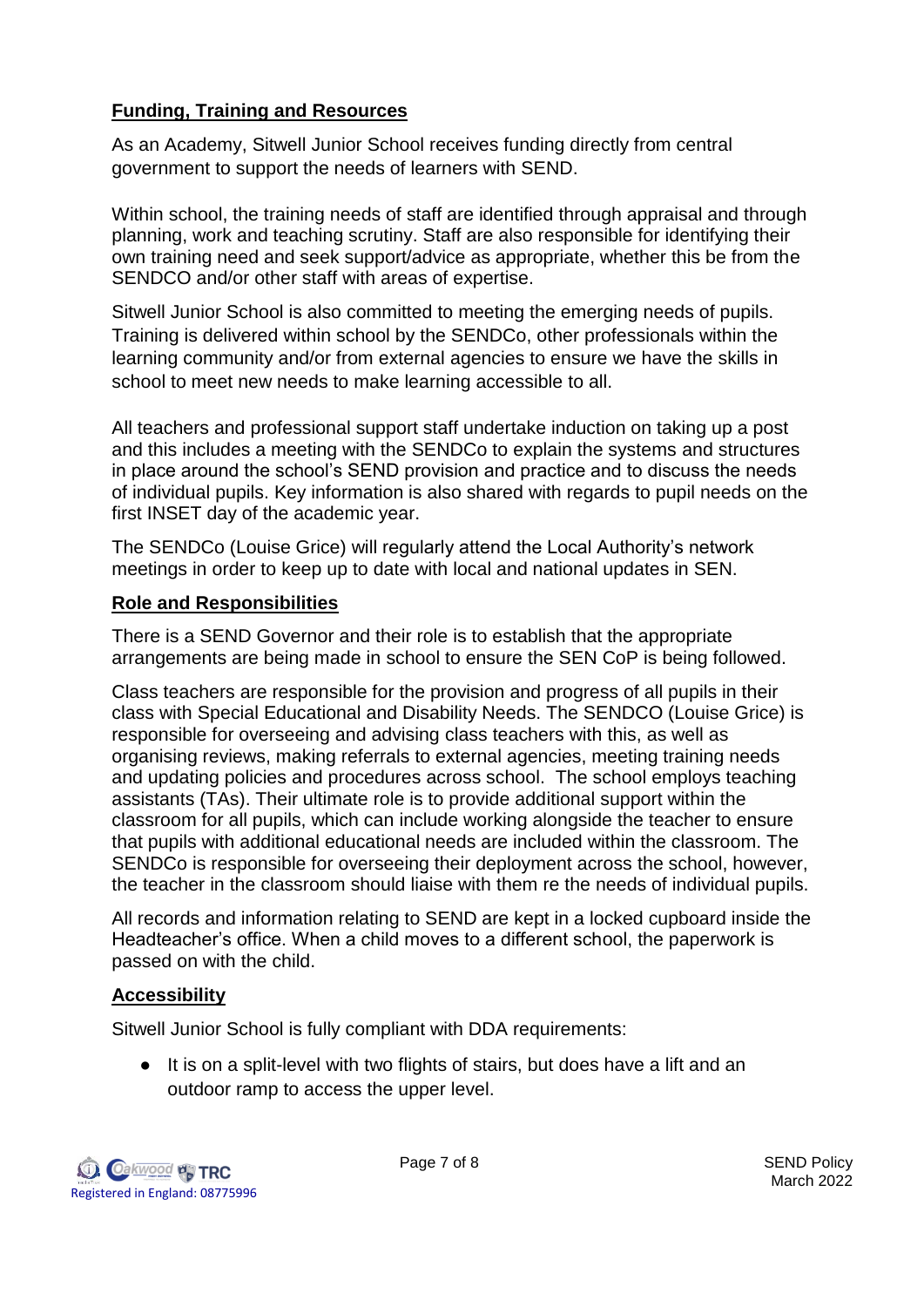## Funding, Training and Resources

As an Academy, Sitwell Junior School receives funding directly from central government to support the needs of learners with SEND.

Within school, the training needs of staff are identified through appraisal and through planning, work and teaching scrutiny. Staff are also responsible for identifying their own training need and seek support/advice as appropriate, whether this be from the SENDCO and/or other staff with areas of expertise.

Sitwell Junior School is also committed to meeting the emerging needs of pupils. Training is delivered within school by the SENDCo, other professionals within the learning community and/or from external agencies to ensure we have the skills in school to meet new needs to make learning accessible to all.

All teachers and professional support staff undertake induction on taking up a post and this includes a meeting with the SENDCo to explain the systems and structures in place around the school's SEND provision and practice and to discuss the needs of individual pupils. Key information is also shared with regards to pupil needs on the first INSET day of the academic year.

The SENDCo (Louise Grice) will regularly attend the Local Authority's network meetings in order to keep up to date with local and national updates in SEN.

## Role and Responsibilities

There is a SEND Governor and their role is to establish that the appropriate arrangements are being made in school to ensure the SEN CoP is being followed.

Class teachers are responsible for the provision and progress of all pupils in their class with Special Educational and Disability Needs. The SENDCO (Louise Grice) is responsible for overseeing and advising class teachers with this, as well as organising reviews, making referrals to external agencies, meeting training needs and updating policies and procedures across school. The school employs teaching assistants (TAs). Their ultimate role is to provide additional support within the classroom for all pupils, which can include working alongside the teacher to ensure that pupils with additional educational needs are included within the classroom. The SENDCo is responsible for overseeing their deployment across the school, however, the teacher in the classroom should liaise with them re the needs of individual pupils.

All records and information relating to SEND are kept in a locked cupboard inside the Headteacher's office. When a child moves to a different school, the paperwork is passed on with the child.

## Accessibility

Sitwell Junior School is fully compliant with DDA requirements:

- It is on a split-level with two flights of stairs, but does have a lift and an outdoor ramp to access the upper level.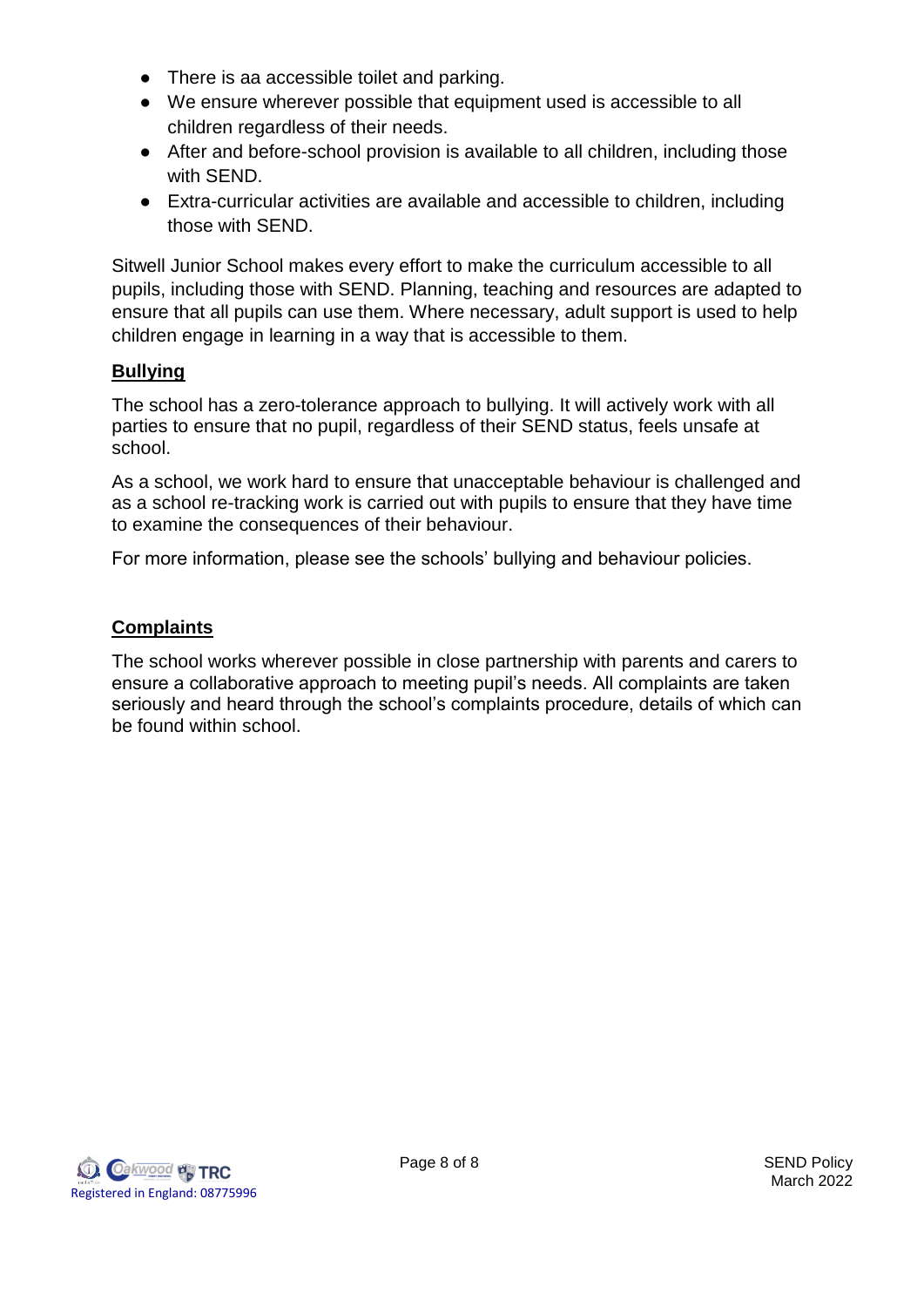- There is aa accessible toilet and parking.
- We ensure wherever possible that equipment used is accessible to all children regardless of their needs.
- After and before-school provision is available to all children, including those with SEND.
- Extra-curricular activities are available and accessible to children, including those with SEND.

Sitwell Junior School makes every effort to make the curriculum accessible to all pupils, including those with SEND. Planning, teaching and resources are adapted to ensure that all pupils can use them. Where necessary, adult support is used to help children engage in learning in a way that is accessible to them.

## Bullying

The school has a zero-tolerance approach to bullying. It will actively work with all parties to ensure that no pupil, regardless of their SEND status, feels unsafe at school.

As a school, we work hard to ensure that unacceptable behaviour is challenged and as a school re-tracking work is carried out with pupils to ensure that they have time to examine the consequences of their behaviour.

For more information, please see the schools' bullying and behaviour policies.

## Complaints

The school works wherever possible in close partnership with parents and carers to ensure a collaborative approach to meeting pupil's needs. All complaints are taken seriously and heard through the school's complaints procedure, details of which can be found within school.